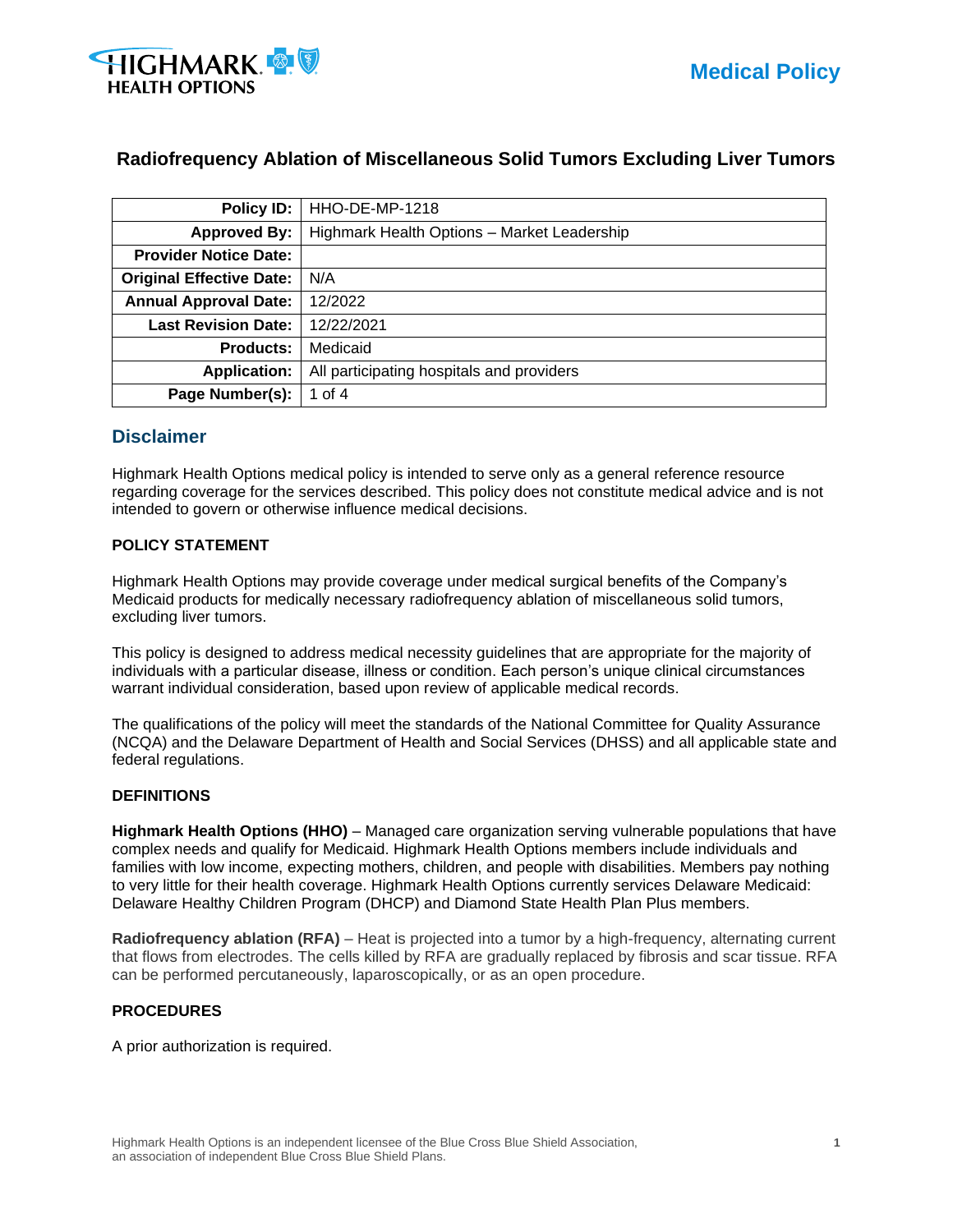Medical Policy

# Radiofrequency Ablation of Miscellaneous Solid Tumors Excluding Liver Tumors

| | |
|---|---|
| **Policy ID:** | HHO-DE-MP-1218 |
| **Approved By:** | Highmark Health Options – Market Leadership |
| **Provider Notice Date:** | |
| **Original Effective Date:** | N/A |
| **Annual Approval Date:** | 12/2022 |
| **Last Revision Date:** | 12/22/2021 |
| **Products:** | Medicaid |
| **Application:** | All participating hospitals and providers |
| **Page Number(s):** | 1 of 4 |

## Disclaimer

Highmark Health Options medical policy is intended to serve only as a general reference resource regarding coverage for the services described. This policy does not constitute medical advice and is not intended to govern or otherwise influence medical decisions.

### POLICY STATEMENT

Highmark Health Options may provide coverage under medical surgical benefits of the Company's Medicaid products for medically necessary radiofrequency ablation of miscellaneous solid tumors, excluding liver tumors.

This policy is designed to address medical necessity guidelines that are appropriate for the majority of individuals with a particular disease, illness or condition. Each person's unique clinical circumstances warrant individual consideration, based upon review of applicable medical records.

The qualifications of the policy will meet the standards of the National Committee for Quality Assurance (NCQA) and the Delaware Department of Health and Social Services (DHSS) and all applicable state and federal regulations.

### DEFINITIONS

**Highmark Health Options (HHO)** – Managed care organization serving vulnerable populations that have complex needs and qualify for Medicaid. Highmark Health Options members include individuals and families with low income, expecting mothers, children, and people with disabilities. Members pay nothing to very little for their health coverage. Highmark Health Options currently services Delaware Medicaid: Delaware Healthy Children Program (DHCP) and Diamond State Health Plan Plus members.

**Radiofrequency ablation (RFA)** – Heat is projected into a tumor by a high-frequency, alternating current that flows from electrodes. The cells killed by RFA are gradually replaced by fibrosis and scar tissue. RFA can be performed percutaneously, laparoscopically, or as an open procedure.

### PROCEDURES

A prior authorization is required.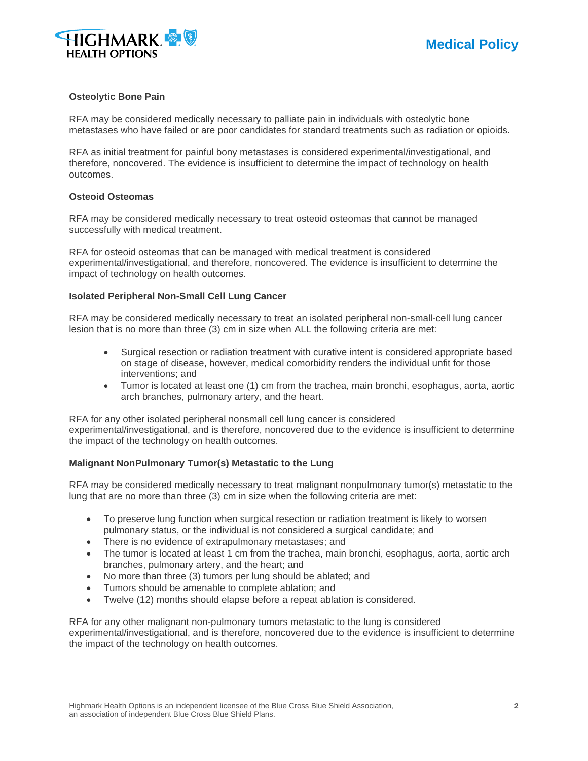### Osteolytic Bone Pain

RFA may be considered medically necessary to palliate pain in individuals with osteolytic bone metastases who have failed or are poor candidates for standard treatments such as radiation or opioids.

RFA as initial treatment for painful bony metastases is considered experimental/investigational, and therefore, noncovered. The evidence is insufficient to determine the impact of technology on health outcomes.

### Osteoid Osteomas

RFA may be considered medically necessary to treat osteoid osteomas that cannot be managed successfully with medical treatment.

RFA for osteoid osteomas that can be managed with medical treatment is considered experimental/investigational, and therefore, noncovered. The evidence is insufficient to determine the impact of technology on health outcomes.

### Isolated Peripheral Non-Small Cell Lung Cancer

RFA may be considered medically necessary to treat an isolated peripheral non-small-cell lung cancer lesion that is no more than three (3) cm in size when ALL the following criteria are met:

- Surgical resection or radiation treatment with curative intent is considered appropriate based on stage of disease, however, medical comorbidity renders the individual unfit for those interventions; and
- Tumor is located at least one (1) cm from the trachea, main bronchi, esophagus, aorta, aortic arch branches, pulmonary artery, and the heart.

RFA for any other isolated peripheral nonsmall cell lung cancer is considered experimental/investigational, and is therefore, noncovered due to the evidence is insufficient to determine the impact of the technology on health outcomes.

### Malignant NonPulmonary Tumor(s) Metastatic to the Lung

RFA may be considered medically necessary to treat malignant nonpulmonary tumor(s) metastatic to the lung that are no more than three (3) cm in size when the following criteria are met:

- To preserve lung function when surgical resection or radiation treatment is likely to worsen pulmonary status, or the individual is not considered a surgical candidate; and
- There is no evidence of extrapulmonary metastases; and
- The tumor is located at least 1 cm from the trachea, main bronchi, esophagus, aorta, aortic arch branches, pulmonary artery, and the heart; and
- No more than three (3) tumors per lung should be ablated; and
- Tumors should be amenable to complete ablation; and
- Twelve (12) months should elapse before a repeat ablation is considered.

RFA for any other malignant non-pulmonary tumors metastatic to the lung is considered experimental/investigational, and is therefore, noncovered due to the evidence is insufficient to determine the impact of the technology on health outcomes.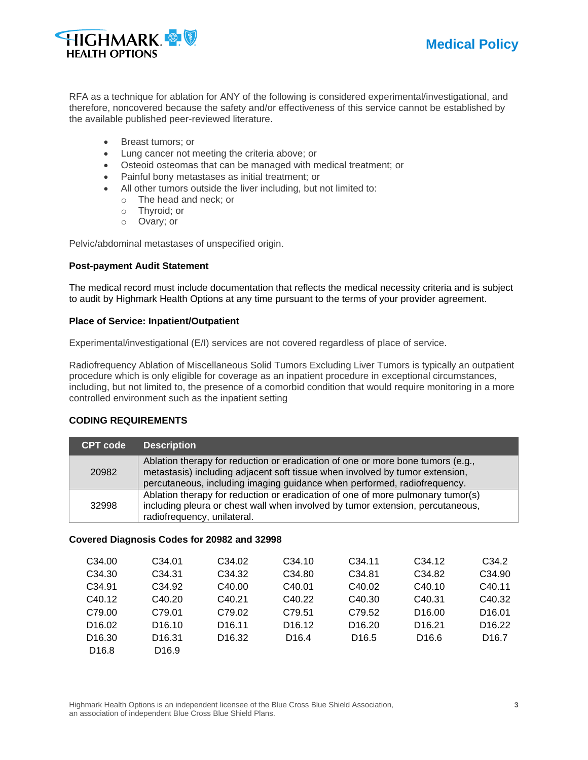RFA as a technique for ablation for ANY of the following is considered experimental/investigational, and therefore, noncovered because the safety and/or effectiveness of this service cannot be established by the available published peer-reviewed literature.

- Breast tumors; or
- Lung cancer not meeting the criteria above; or
- Osteoid osteomas that can be managed with medical treatment; or
- Painful bony metastases as initial treatment; or
- All other tumors outside the liver including, but not limited to:
  - The head and neck; or
  - Thyroid; or
  - Ovary; or

Pelvic/abdominal metastases of unspecified origin.

**Post-payment Audit Statement**

The medical record must include documentation that reflects the medical necessity criteria and is subject to audit by Highmark Health Options at any time pursuant to the terms of your provider agreement.

**Place of Service: Inpatient/Outpatient**

Experimental/investigational (E/I) services are not covered regardless of place of service.

Radiofrequency Ablation of Miscellaneous Solid Tumors Excluding Liver Tumors is typically an outpatient procedure which is only eligible for coverage as an inpatient procedure in exceptional circumstances, including, but not limited to, the presence of a comorbid condition that would require monitoring in a more controlled environment such as the inpatient setting

**CODING REQUIREMENTS**

| CPT code | Description |
|---|---|
| 20982 | Ablation therapy for reduction or eradication of one or more bone tumors (e.g., metastasis) including adjacent soft tissue when involved by tumor extension, percutaneous, including imaging guidance when performed, radiofrequency. |
| 32998 | Ablation therapy for reduction or eradication of one of more pulmonary tumor(s) including pleura or chest wall when involved by tumor extension, percutaneous, radiofrequency, unilateral. |

**Covered Diagnosis Codes for 20982 and 32998**

| | | | | | | |
|---|---|---|---|---|---|---|
| C34.00 | C34.01 | C34.02 | C34.10 | C34.11 | C34.12 | C34.2 |
| C34.30 | C34.31 | C34.32 | C34.80 | C34.81 | C34.82 | C34.90 |
| C34.91 | C34.92 | C40.00 | C40.01 | C40.02 | C40.10 | C40.11 |
| C40.12 | C40.20 | C40.21 | C40.22 | C40.30 | C40.31 | C40.32 |
| C79.00 | C79.01 | C79.02 | C79.51 | C79.52 | D16.00 | D16.01 |
| D16.02 | D16.10 | D16.11 | D16.12 | D16.20 | D16.21 | D16.22 |
| D16.30 | D16.31 | D16.32 | D16.4 | D16.5 | D16.6 | D16.7 |
| D16.8 | D16.9 | | | | | |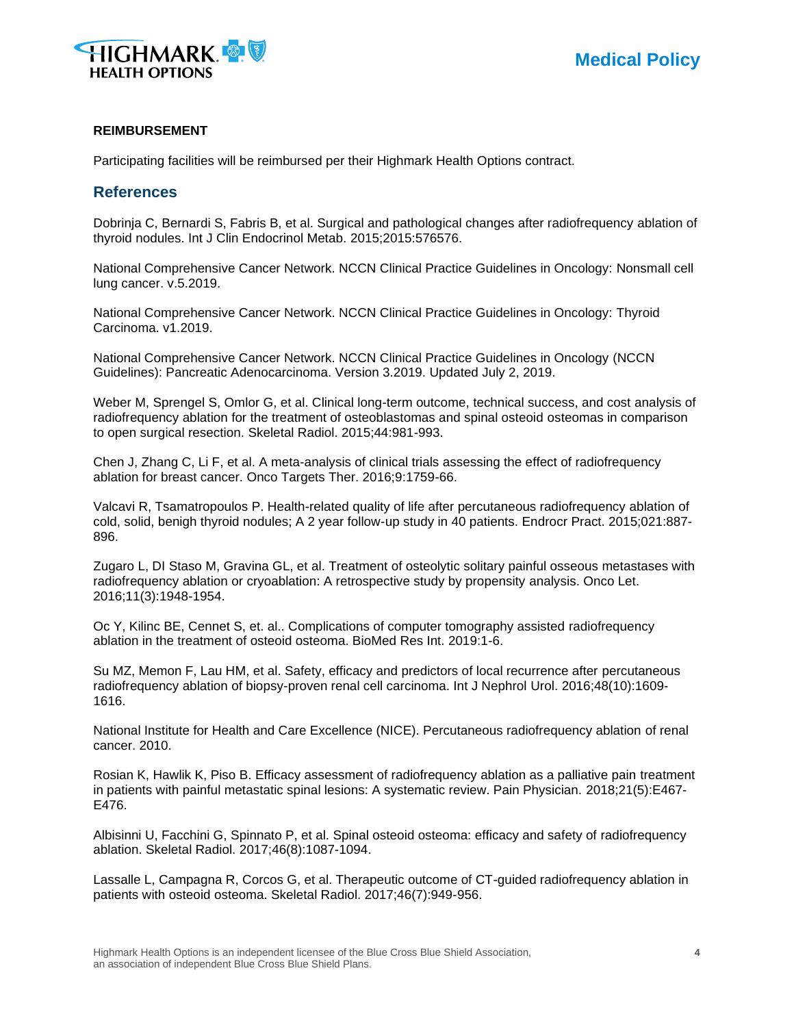**REIMBURSEMENT**

Participating facilities will be reimbursed per their Highmark Health Options contract.

## References

Dobrinja C, Bernardi S, Fabris B, et al. Surgical and pathological changes after radiofrequency ablation of thyroid nodules. Int J Clin Endocrinol Metab. 2015;2015:576576.

National Comprehensive Cancer Network. NCCN Clinical Practice Guidelines in Oncology: Nonsmall cell lung cancer. v.5.2019.

National Comprehensive Cancer Network. NCCN Clinical Practice Guidelines in Oncology: Thyroid Carcinoma. v1.2019.

National Comprehensive Cancer Network. NCCN Clinical Practice Guidelines in Oncology (NCCN Guidelines): Pancreatic Adenocarcinoma. Version 3.2019. Updated July 2, 2019.

Weber M, Sprengel S, Omlor G, et al. Clinical long-term outcome, technical success, and cost analysis of radiofrequency ablation for the treatment of osteoblastomas and spinal osteoid osteomas in comparison to open surgical resection. Skeletal Radiol. 2015;44:981-993.

Chen J, Zhang C, Li F, et al. A meta-analysis of clinical trials assessing the effect of radiofrequency ablation for breast cancer. Onco Targets Ther. 2016;9:1759-66.

Valcavi R, Tsamatropoulos P. Health-related quality of life after percutaneous radiofrequency ablation of cold, solid, benign thyroid nodules; A 2 year follow-up study in 40 patients. Endrocr Pract. 2015;021:887-896.

Zugaro L, DI Staso M, Gravina GL, et al. Treatment of osteolytic solitary painful osseous metastases with radiofrequency ablation or cryoablation: A retrospective study by propensity analysis. Onco Let. 2016;11(3):1948-1954.

Oc Y, Kilinc BE, Cennet S, et. al.. Complications of computer tomography assisted radiofrequency ablation in the treatment of osteoid osteoma. BioMed Res Int. 2019:1-6.

Su MZ, Memon F, Lau HM, et al. Safety, efficacy and predictors of local recurrence after percutaneous radiofrequency ablation of biopsy-proven renal cell carcinoma. Int J Nephrol Urol. 2016;48(10):1609-1616.

National Institute for Health and Care Excellence (NICE). Percutaneous radiofrequency ablation of renal cancer. 2010.

Rosian K, Hawlik K, Piso B. Efficacy assessment of radiofrequency ablation as a palliative pain treatment in patients with painful metastatic spinal lesions: A systematic review. Pain Physician. 2018;21(5):E467-E476.

Albisinni U, Facchini G, Spinnato P, et al. Spinal osteoid osteoma: efficacy and safety of radiofrequency ablation. Skeletal Radiol. 2017;46(8):1087-1094.

Lassalle L, Campagna R, Corcos G, et al. Therapeutic outcome of CT-guided radiofrequency ablation in patients with osteoid osteoma. Skeletal Radiol. 2017;46(7):949-956.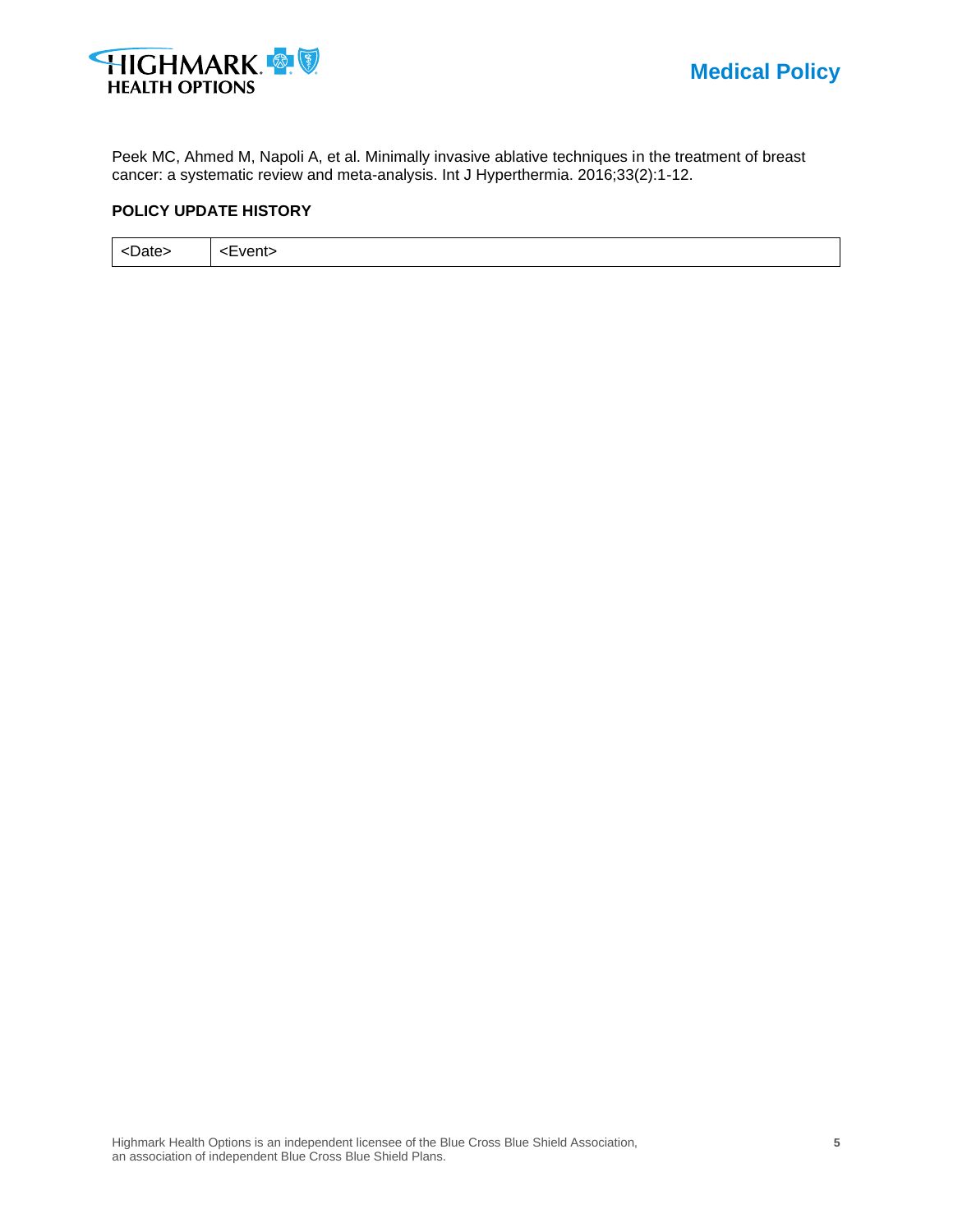Peek MC, Ahmed M, Napoli A, et al. Minimally invasive ablative techniques in the treatment of breast cancer: a systematic review and meta-analysis. Int J Hyperthermia. 2016;33(2):1-12.

**POLICY UPDATE HISTORY**

| | |
|---|---|
| <Date> | <Event> |

Highmark Health Options is an independent licensee of the Blue Cross Blue Shield Association, an association of independent Blue Cross Blue Shield Plans.